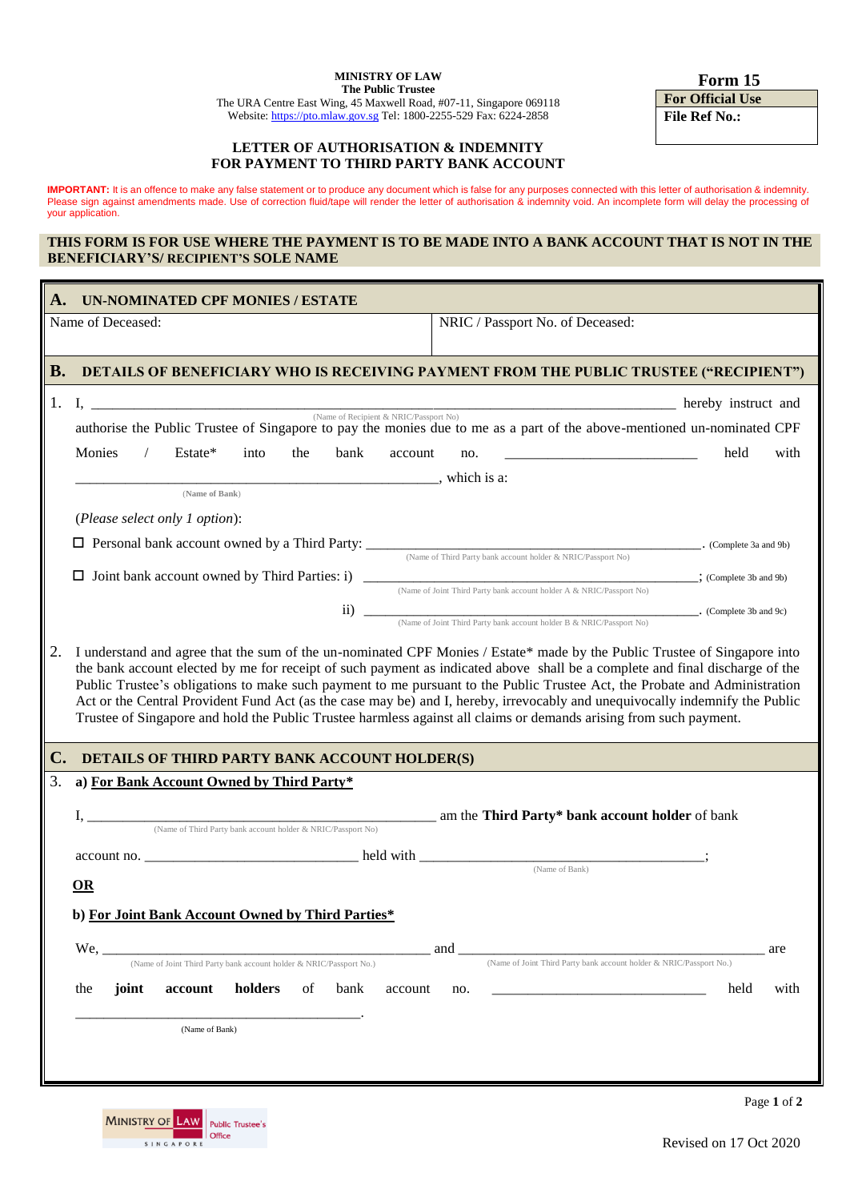**MINISTRY OF LAW**
**The Public Trustee**
The URA Centre East Wing, 45 Maxwell Road, #07-11, Singapore 069118
Website: https://pto.mlaw.gov.sg Tel: 1800-2255-529 Fax: 6224-2858

**Form 15**

| For Official Use |
|---|
| **File Ref No.:** |

# LETTER OF AUTHORISATION & INDEMNITY FOR PAYMENT TO THIRD PARTY BANK ACCOUNT

**IMPORTANT:** It is an offence to make any false statement or to produce any document which is false for any purposes connected with this letter of authorisation & indemnity. Please sign against amendments made. Use of correction fluid/tape will render the letter of authorisation & indemnity void. An incomplete form will delay the processing of your application.

**THIS FORM IS FOR USE WHERE THE PAYMENT IS TO BE MADE INTO A BANK ACCOUNT THAT IS NOT IN THE BENEFICIARY'S/ RECIPIENT'S SOLE NAME**

## A. UN-NOMINATED CPF MONIES / ESTATE

| Name of Deceased: | NRIC / Passport No. of Deceased: |
|---|---|
| | |

## B. DETAILS OF BENEFICIARY WHO IS RECEIVING PAYMENT FROM THE PUBLIC TRUSTEE ("RECIPIENT")

1. I, ______________________________________________ hereby instruct and
(Name of Recipient & NRIC/Passport No)
authorise the Public Trustee of Singapore to pay the monies due to me as a part of the above-mentioned un-nominated CPF Monies / Estate* into the bank account no. ___________________________ held with ______________________________________________, which is a:
(Name of Bank)

(*Please select only 1 option*):

☐ Personal bank account owned by a Third Party: ______________________________________________. (Complete 3a and 9b)
(Name of Third Party bank account holder & NRIC/Passport No)

☐ Joint bank account owned by Third Parties: i) ______________________________________________; (Complete 3b and 9b)
(Name of Joint Third Party bank account holder A & NRIC/Passport No)

ii) ______________________________________________. (Complete 3b and 9c)
(Name of Joint Third Party bank account holder B & NRIC/Passport No)

2. I understand and agree that the sum of the un-nominated CPF Monies / Estate* made by the Public Trustee of Singapore into the bank account elected by me for receipt of such payment as indicated above shall be a complete and final discharge of the Public Trustee's obligations to make such payment to me pursuant to the Public Trustee Act, the Probate and Administration Act or the Central Provident Fund Act (as the case may be) and I, hereby, irrevocably and unequivocally indemnify the Public Trustee of Singapore and hold the Public Trustee harmless against all claims or demands arising from such payment.

## C. DETAILS OF THIRD PARTY BANK ACCOUNT HOLDER(S)

3. a) **For Bank Account Owned by Third Party***

I, ______________________________________________ am the **Third Party* bank account holder** of bank
(Name of Third Party bank account holder & NRIC/Passport No)
account no. ______________________________ held with ______________________________________________;
(Name of Bank)

**OR**

b) **For Joint Bank Account Owned by Third Parties***

We, ______________________________________________ and ______________________________________________ are
(Name of Joint Third Party bank account holder & NRIC/Passport No.) (Name of Joint Third Party bank account holder & NRIC/Passport No.)
the **joint account holders** of bank account no. ______________________________ held with ______________________________________________.
(Name of Bank)

Revised on 17 Oct 2020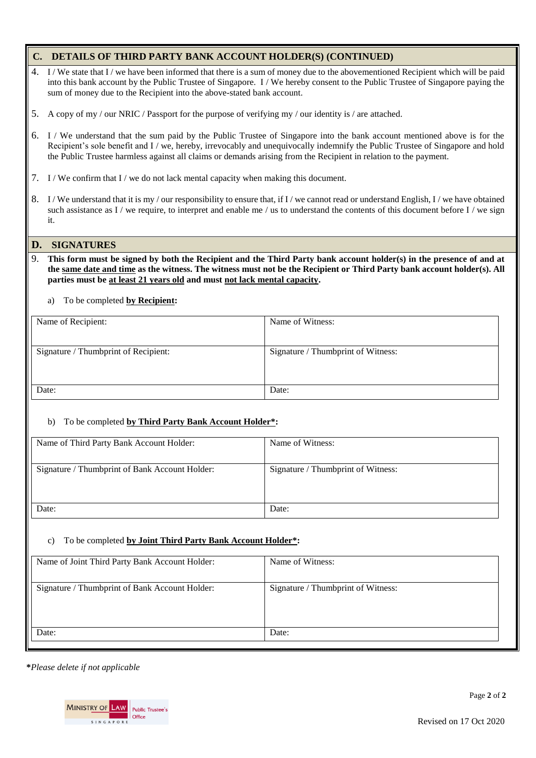## C. DETAILS OF THIRD PARTY BANK ACCOUNT HOLDER(S) (CONTINUED)

4. I / We state that I / we have been informed that there is a sum of money due to the abovementioned Recipient which will be paid into this bank account by the Public Trustee of Singapore. I / We hereby consent to the Public Trustee of Singapore paying the sum of money due to the Recipient into the above-stated bank account.

5. A copy of my / our NRIC / Passport for the purpose of verifying my / our identity is / are attached.

6. I / We understand that the sum paid by the Public Trustee of Singapore into the bank account mentioned above is for the Recipient's sole benefit and I / we, hereby, irrevocably and unequivocally indemnify the Public Trustee of Singapore and hold the Public Trustee harmless against all claims or demands arising from the Recipient in relation to the payment.

7. I / We confirm that I / we do not lack mental capacity when making this document.

8. I / We understand that it is my / our responsibility to ensure that, if I / we cannot read or understand English, I / we have obtained such assistance as I / we require, to interpret and enable me / us to understand the contents of this document before I / we sign it.

## D. SIGNATURES

9. **This form must be signed by both the Recipient and the Third Party bank account holder(s) in the presence of and at the same date and time as the witness. The witness must not be the Recipient or Third Party bank account holder(s). All parties must be at least 21 years old and must not lack mental capacity.**

a) To be completed **by Recipient:**

| | |
|---|---|
| Name of Recipient: | Name of Witness: |
| Signature / Thumbprint of Recipient: | Signature / Thumbprint of Witness: |
| Date: | Date: |

b) To be completed **by Third Party Bank Account Holder*:**

| | |
|---|---|
| Name of Third Party Bank Account Holder: | Name of Witness: |
| Signature / Thumbprint of Bank Account Holder: | Signature / Thumbprint of Witness: |
| Date: | Date: |

c) To be completed **by Joint Third Party Bank Account Holder*:**

| | |
|---|---|
| Name of Joint Third Party Bank Account Holder: | Name of Witness: |
| Signature / Thumbprint of Bank Account Holder: | Signature / Thumbprint of Witness: |
| Date: | Date: |

**\****Please delete if not applicable*

MINISTRY OF LAW SINGAPORE | Public Trustee's Office

Revised on 17 Oct 2020